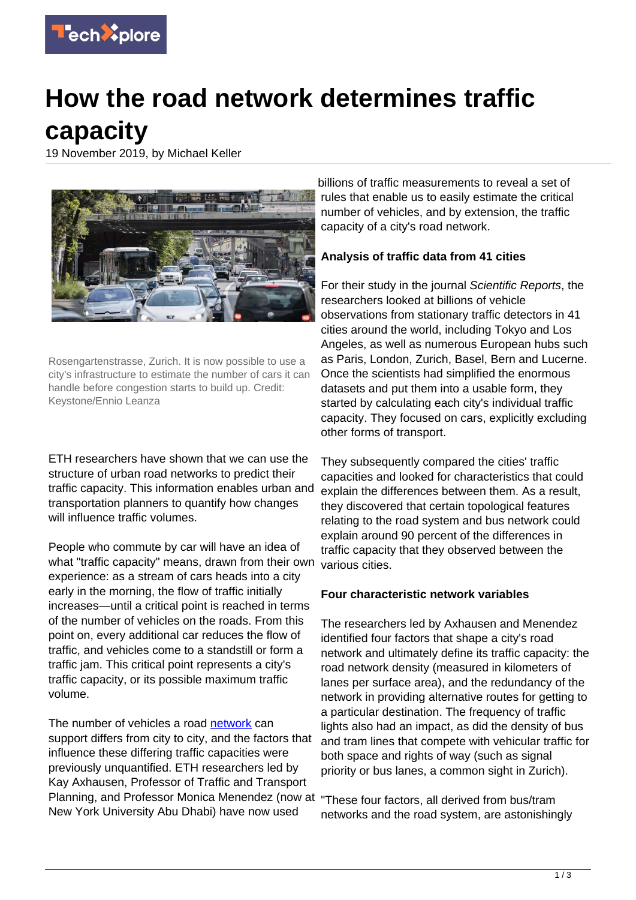# How the road network determines traffic capacity

19 November 2019, by Michael Keller

Rosengartenstrasse, Zurich. It is now possible to use a city's infrastructure to estimate the number of cars it can handle before congestion starts to build up. Credit: Keystone/Ennio Leanza

ETH researchers have shown that we can use the structure of urban road networks to predict their traffic capacity. This information enables urban and transportation planners to quantify how changes will influence traffic volumes.

People who commute by car will have an idea of what "traffic capacity" means, drawn from their own experience: as a stream of cars heads into a city early in the morning, the flow of traffic initially increases—until a critical point is reached in terms of the number of vehicles on the roads. From this point on, every additional car reduces the flow of traffic, and vehicles come to a standstill or form a traffic jam. This critical point represents a city's traffic capacity, or its possible maximum traffic volume.

The number of vehicles a road network can support differs from city to city, and the factors that influence these differing traffic capacities were previously unquantified. ETH researchers led by Kay Axhausen, Professor of Traffic and Transport Planning, and Professor Monica Menendez (now at New York University Abu Dhabi) have now used billions of traffic measurements to reveal a set of rules that enable us to easily estimate the critical number of vehicles, and by extension, the traffic capacity of a city's road network.

**Analysis of traffic data from 41 cities**

For their study in the journal *Scientific Reports*, the researchers looked at billions of vehicle observations from stationary traffic detectors in 41 cities around the world, including Tokyo and Los Angeles, as well as numerous European hubs such as Paris, London, Zurich, Basel, Bern and Lucerne. Once the scientists had simplified the enormous datasets and put them into a usable form, they started by calculating each city's individual traffic capacity. They focused on cars, explicitly excluding other forms of transport.

They subsequently compared the cities' traffic capacities and looked for characteristics that could explain the differences between them. As a result, they discovered that certain topological features relating to the road system and bus network could explain around 90 percent of the differences in traffic capacity that they observed between the various cities.

**Four characteristic network variables**

The researchers led by Axhausen and Menendez identified four factors that shape a city's road network and ultimately define its traffic capacity: the road network density (measured in kilometers of lanes per surface area), and the redundancy of the network in providing alternative routes for getting to a particular destination. The frequency of traffic lights also had an impact, as did the density of bus and tram lines that compete with vehicular traffic for both space and rights of way (such as signal priority or bus lanes, a common sight in Zurich).

"These four factors, all derived from bus/tram networks and the road system, are astonishingly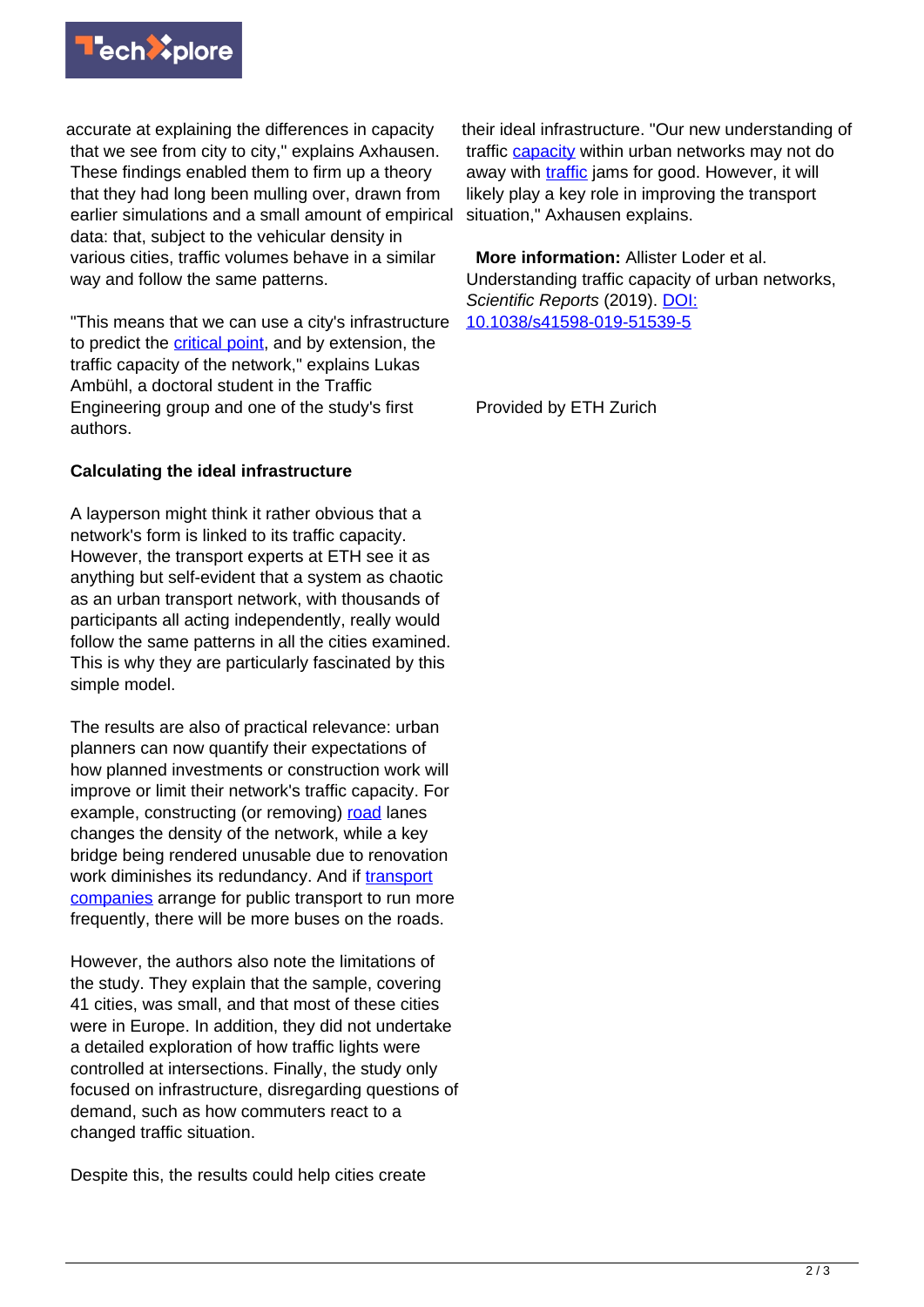accurate at explaining the differences in capacity that we see from city to city," explains Axhausen. These findings enabled them to firm up a theory that they had long been mulling over, drawn from earlier simulations and a small amount of empirical data: that, subject to the vehicular density in various cities, traffic volumes behave in a similar way and follow the same patterns.

"This means that we can use a city's infrastructure to predict the critical point, and by extension, the traffic capacity of the network," explains Lukas Ambühl, a doctoral student in the Traffic Engineering group and one of the study's first authors.

**Calculating the ideal infrastructure**

A layperson might think it rather obvious that a network's form is linked to its traffic capacity. However, the transport experts at ETH see it as anything but self-evident that a system as chaotic as an urban transport network, with thousands of participants all acting independently, really would follow the same patterns in all the cities examined. This is why they are particularly fascinated by this simple model.

The results are also of practical relevance: urban planners can now quantify their expectations of how planned investments or construction work will improve or limit their network's traffic capacity. For example, constructing (or removing) road lanes changes the density of the network, while a key bridge being rendered unusable due to renovation work diminishes its redundancy. And if transport companies arrange for public transport to run more frequently, there will be more buses on the roads.

However, the authors also note the limitations of the study. They explain that the sample, covering 41 cities, was small, and that most of these cities were in Europe. In addition, they did not undertake a detailed exploration of how traffic lights were controlled at intersections. Finally, the study only focused on infrastructure, disregarding questions of demand, such as how commuters react to a changed traffic situation.

Despite this, the results could help cities create their ideal infrastructure. "Our new understanding of traffic capacity within urban networks may not do away with traffic jams for good. However, it will likely play a key role in improving the transport situation," Axhausen explains.

**More information:** Allister Loder et al. Understanding traffic capacity of urban networks, *Scientific Reports* (2019). DOI: 10.1038/s41598-019-51539-5

Provided by ETH Zurich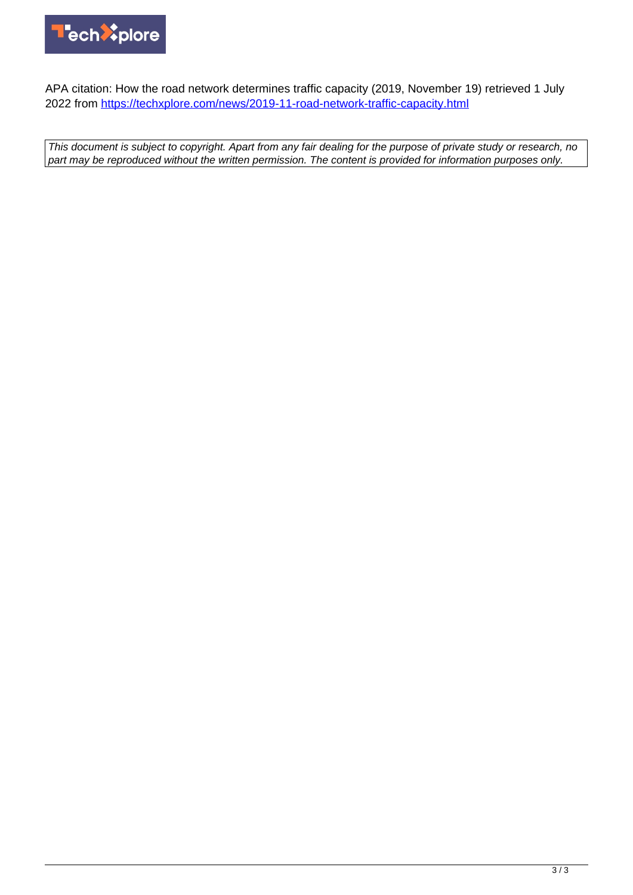APA citation: How the road network determines traffic capacity (2019, November 19) retrieved 1 July 2022 from https://techxplore.com/news/2019-11-road-network-traffic-capacity.html

*This document is subject to copyright. Apart from any fair dealing for the purpose of private study or research, no part may be reproduced without the written permission. The content is provided for information purposes only.*